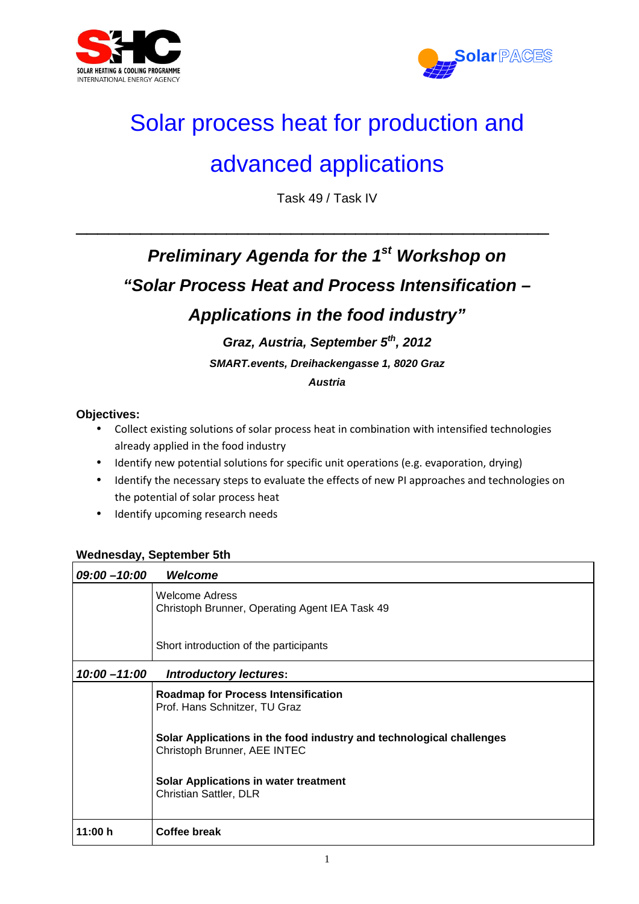SHC SOLAR HEATING & COOLING PROGRAMME INTERNATIONAL ENERGY AGENCY

SolarPACES

# Solar process heat for production and advanced applications

Task 49 / Task IV

---

## *Preliminary Agenda for the 1st Workshop on "Solar Process Heat and Process Intensification – Applications in the food industry"*

### *Graz, Austria, September 5th, 2012*

***SMART.events, Dreihackengasse 1, 8020 Graz***

***Austria***

**Objectives:**

- Collect existing solutions of solar process heat in combination with intensified technologies already applied in the food industry
- Identify new potential solutions for specific unit operations (e.g. evaporation, drying)
- Identify the necessary steps to evaluate the effects of new PI approaches and technologies on the potential of solar process heat
- Identify upcoming research needs

**Wednesday, September 5th**

| ***09:00 –10:00*** | ***Welcome*** |
|---|---|
| | Welcome Adress<br>Christoph Brunner, Operating Agent IEA Task 49<br><br>Short introduction of the participants |
| ***10:00 –11:00*** | ***Introductory lectures:*** |
| | **Roadmap for Process Intensification**<br>Prof. Hans Schnitzer, TU Graz<br><br>**Solar Applications in the food industry and technological challenges**<br>Christoph Brunner, AEE INTEC<br><br>**Solar Applications in water treatment**<br>Christian Sattler, DLR |
| **11:00 h** | **Coffee break** |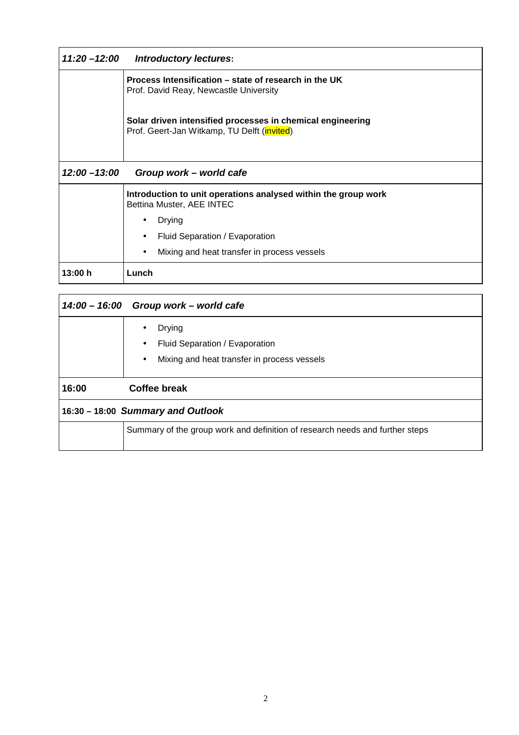| | |
|---|---|
| ***11:20 –12:00*** | ***Introductory lectures*:** |
| | **Process Intensification – state of research in the UK**<br>Prof. David Reay, Newcastle University<br><br>**Solar driven intensified processes in chemical engineering**<br>Prof. Geert-Jan Witkamp, TU Delft (invited) |
| ***12:00 –13:00*** | ***Group work – world cafe*** |
| | **Introduction to unit operations analysed within the group work**<br>Bettina Muster, AEE INTEC<br>• Drying<br>• Fluid Separation / Evaporation<br>• Mixing and heat transfer in process vessels |
| **13:00 h** | **Lunch** |

| | |
|---|---|
| ***14:00 – 16:00*** | ***Group work – world cafe*** |
| | • Drying<br>• Fluid Separation / Evaporation<br>• Mixing and heat transfer in process vessels |
| **16:00** | **Coffee break** |
| **16:30 – 18:00** | ***Summary and Outlook*** |
| | Summary of the group work and definition of research needs and further steps |